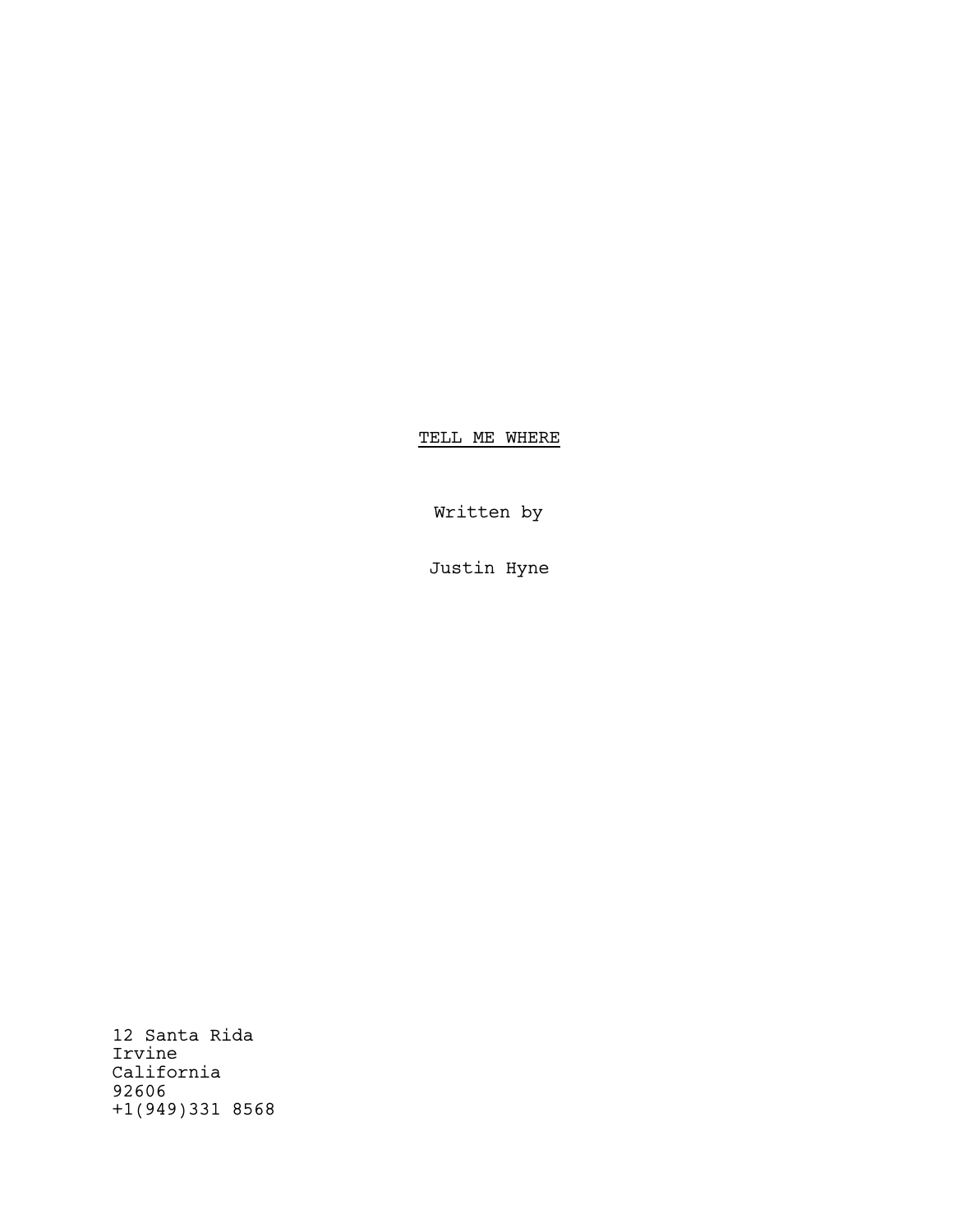# TELL ME WHERE

Written by

Justin Hyne

12 Santa Rida
Irvine
California
92606
+1(949)331 8568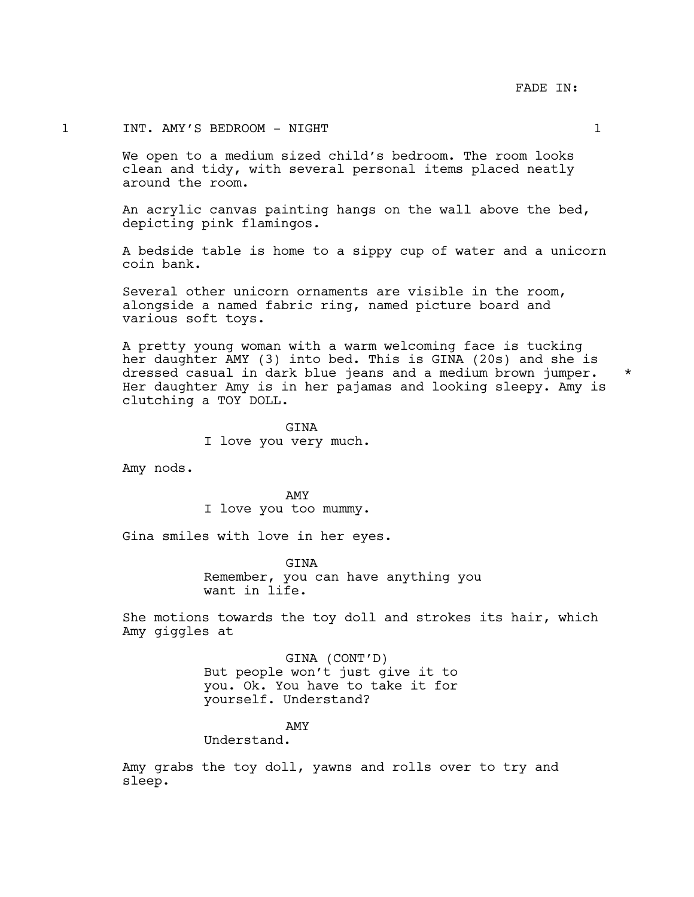FADE IN:

1 INT. AMY'S BEDROOM - NIGHT 1

We open to a medium sized child's bedroom. The room looks clean and tidy, with several personal items placed neatly around the room.

An acrylic canvas painting hangs on the wall above the bed, depicting pink flamingos.

A bedside table is home to a sippy cup of water and a unicorn coin bank.

Several other unicorn ornaments are visible in the room, alongside a named fabric ring, named picture board and various soft toys.

A pretty young woman with a warm welcoming face is tucking her daughter AMY (3) into bed. This is GINA (20s) and she is dressed casual in dark blue jeans and a medium brown jumper. * Her daughter Amy is in her pajamas and looking sleepy. Amy is clutching a TOY DOLL.

GINA
I love you very much.

Amy nods.

AMY
I love you too mummy.

Gina smiles with love in her eyes.

GINA
Remember, you can have anything you want in life.

She motions towards the toy doll and strokes its hair, which Amy giggles at

GINA (CONT'D)
But people won't just give it to you. Ok. You have to take it for yourself. Understand?

AMY
Understand.

Amy grabs the toy doll, yawns and rolls over to try and sleep.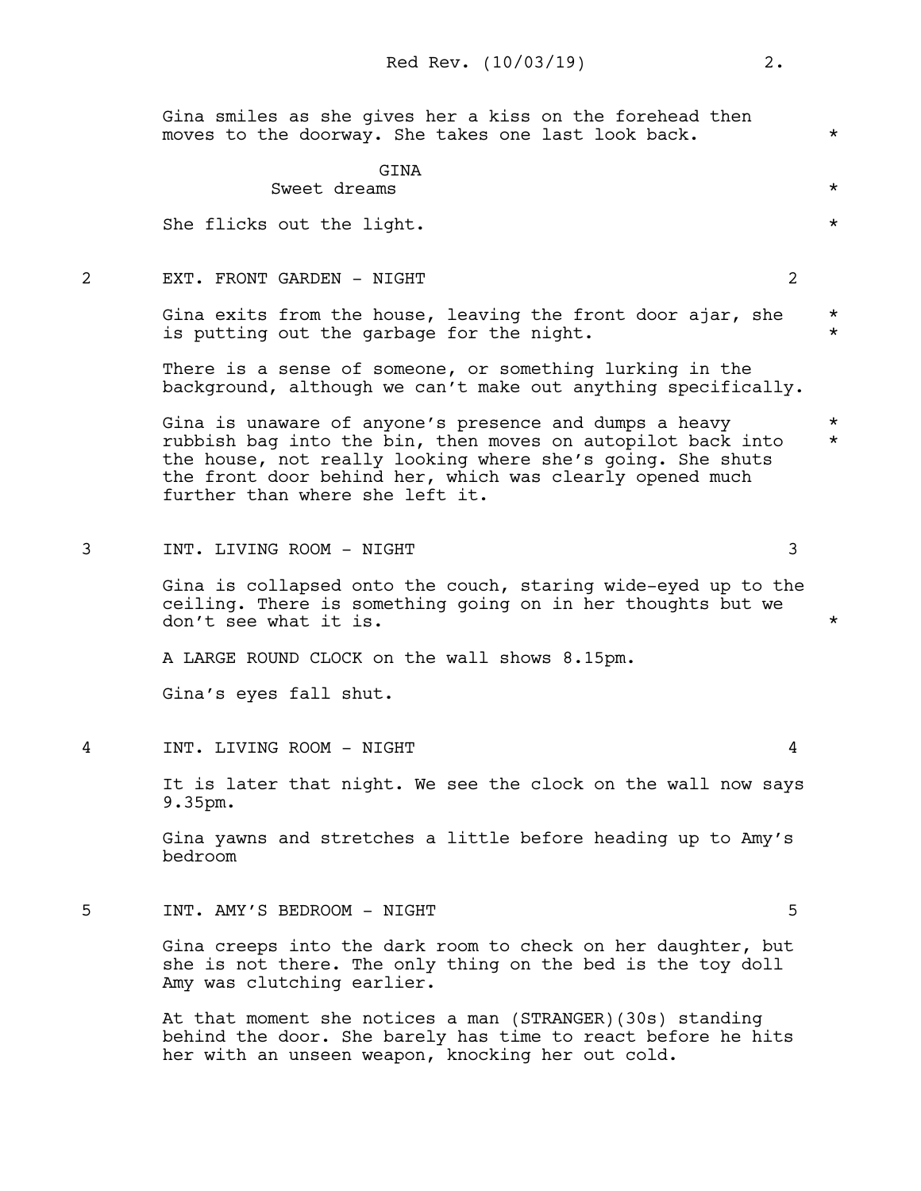Gina smiles as she gives her a kiss on the forehead then moves to the doorway. She takes one last look back. *

GINA
Sweet dreams *

She flicks out the light. *

2 EXT. FRONT GARDEN - NIGHT 2

Gina exits from the house, leaving the front door ajar, she is putting out the garbage for the night. *

There is a sense of someone, or something lurking in the background, although we can't make out anything specifically.

Gina is unaware of anyone's presence and dumps a heavy rubbish bag into the bin, then moves on autopilot back into the house, not really looking where she's going. She shuts the front door behind her, which was clearly opened much further than where she left it. *

3 INT. LIVING ROOM - NIGHT 3

Gina is collapsed onto the couch, staring wide-eyed up to the ceiling. There is something going on in her thoughts but we don't see what it is. *

A LARGE ROUND CLOCK on the wall shows 8.15pm.

Gina's eyes fall shut.

4 INT. LIVING ROOM - NIGHT 4

It is later that night. We see the clock on the wall now says 9.35pm.

Gina yawns and stretches a little before heading up to Amy's bedroom

5 INT. AMY'S BEDROOM - NIGHT 5

Gina creeps into the dark room to check on her daughter, but she is not there. The only thing on the bed is the toy doll Amy was clutching earlier.

At that moment she notices a man (STRANGER)(30s) standing behind the door. She barely has time to react before he hits her with an unseen weapon, knocking her out cold.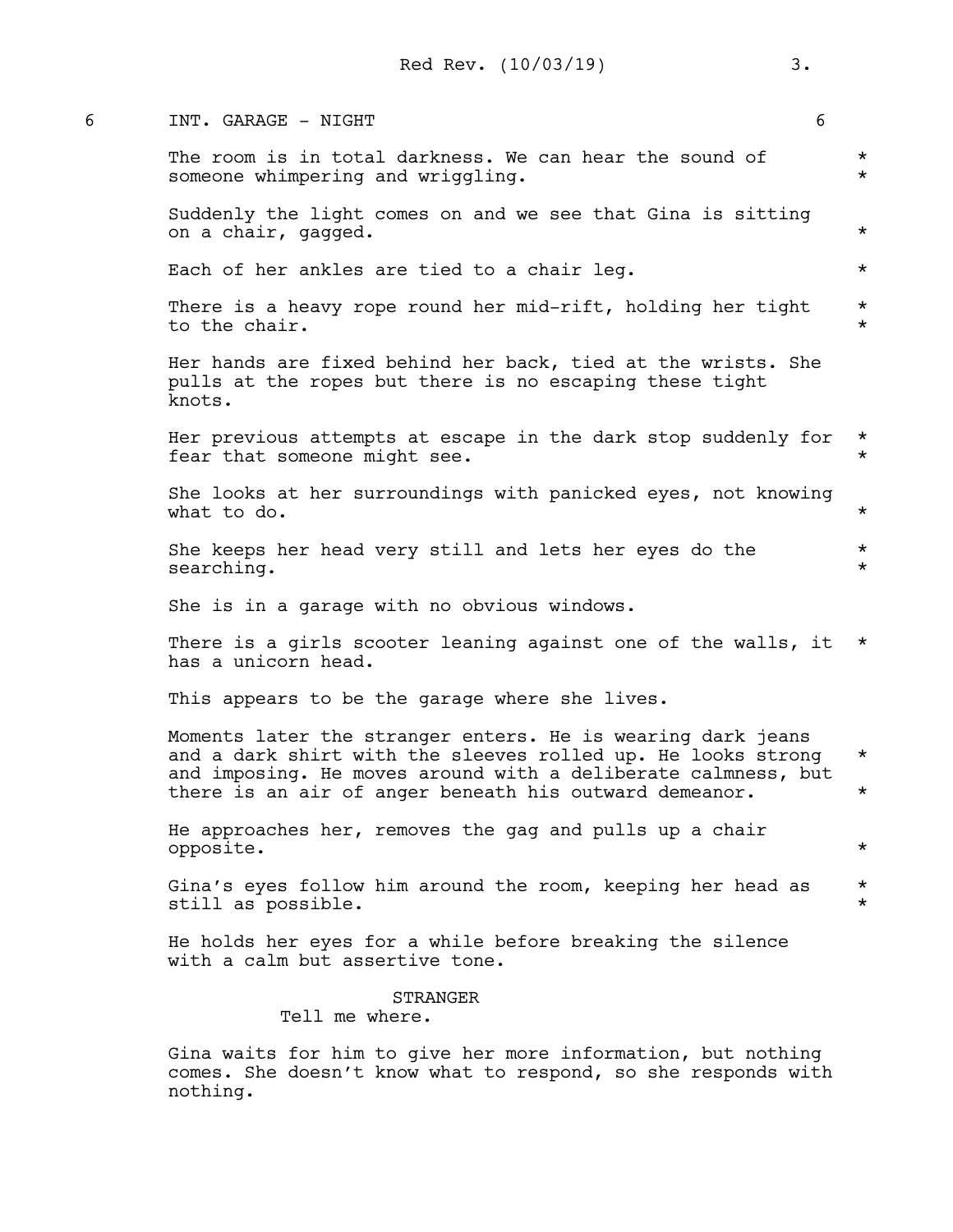6 INT. GARAGE - NIGHT 6

The room is in total darkness. We can hear the sound of someone whimpering and wriggling. *

Suddenly the light comes on and we see that Gina is sitting on a chair, gagged. *

Each of her ankles are tied to a chair leg. *

There is a heavy rope round her mid-rift, holding her tight to the chair. *

Her hands are fixed behind her back, tied at the wrists. She pulls at the ropes but there is no escaping these tight knots.

Her previous attempts at escape in the dark stop suddenly for fear that someone might see. *

She looks at her surroundings with panicked eyes, not knowing what to do. *

She keeps her head very still and lets her eyes do the searching. *

She is in a garage with no obvious windows.

There is a girls scooter leaning against one of the walls, it has a unicorn head. *

This appears to be the garage where she lives.

Moments later the stranger enters. He is wearing dark jeans and a dark shirt with the sleeves rolled up. He looks strong and imposing. He moves around with a deliberate calmness, but there is an air of anger beneath his outward demeanor. *

He approaches her, removes the gag and pulls up a chair opposite. *

Gina's eyes follow him around the room, keeping her head as still as possible. *

He holds her eyes for a while before breaking the silence with a calm but assertive tone.

STRANGER
Tell me where.

Gina waits for him to give her more information, but nothing comes. She doesn't know what to respond, so she responds with nothing.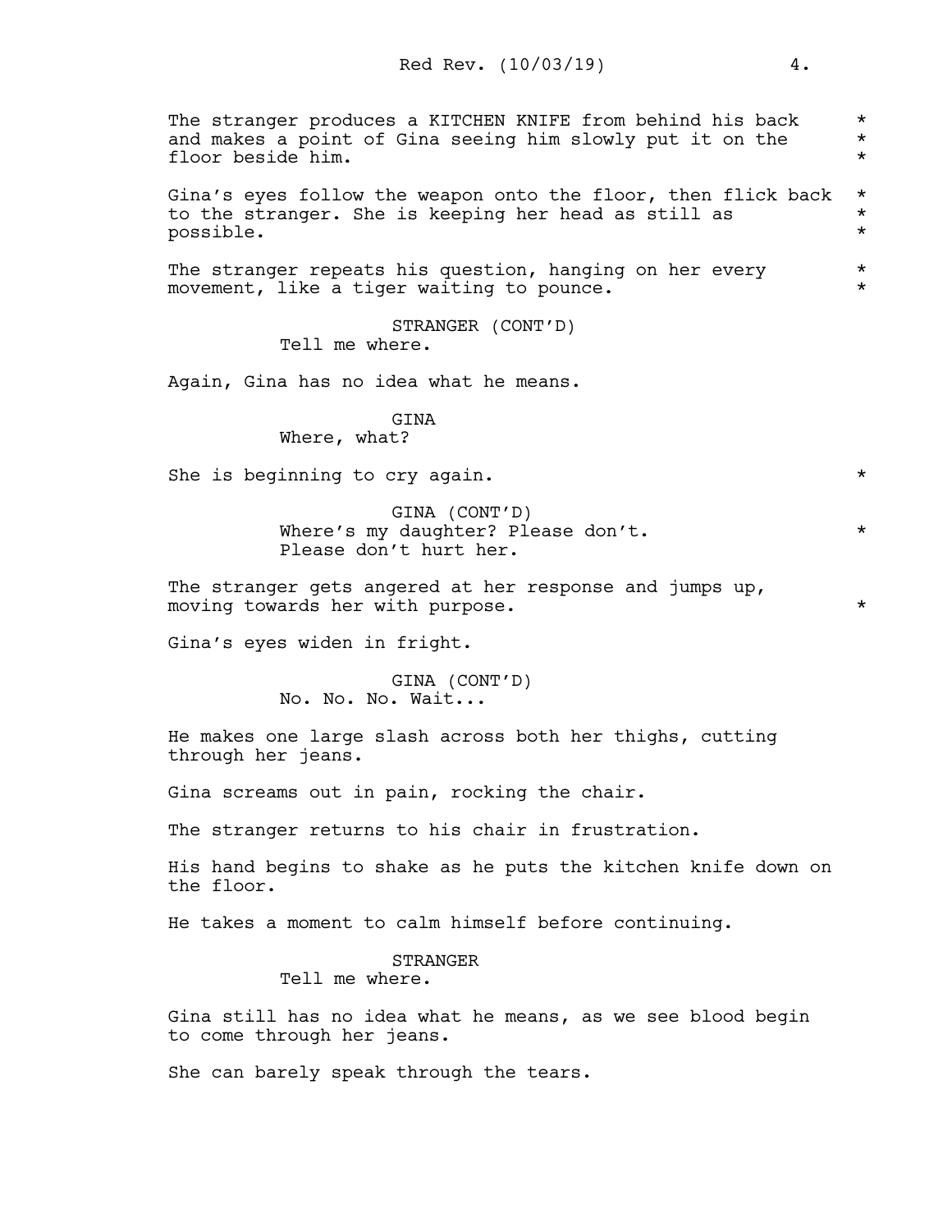The stranger produces a KITCHEN KNIFE from behind his back and makes a point of Gina seeing him slowly put it on the floor beside him. *

Gina's eyes follow the weapon onto the floor, then flick back to the stranger. She is keeping her head as still as possible. *

The stranger repeats his question, hanging on her every movement, like a tiger waiting to pounce. *

STRANGER (CONT'D)
Tell me where.

Again, Gina has no idea what he means.

GINA
Where, what?

She is beginning to cry again. *

GINA (CONT'D)
Where's my daughter? Please don't. *
Please don't hurt her.

The stranger gets angered at her response and jumps up, moving towards her with purpose. *

Gina's eyes widen in fright.

GINA (CONT'D)
No. No. No. Wait...

He makes one large slash across both her thighs, cutting through her jeans.

Gina screams out in pain, rocking the chair.

The stranger returns to his chair in frustration.

His hand begins to shake as he puts the kitchen knife down on the floor.

He takes a moment to calm himself before continuing.

STRANGER
Tell me where.

Gina still has no idea what he means, as we see blood begin to come through her jeans.

She can barely speak through the tears.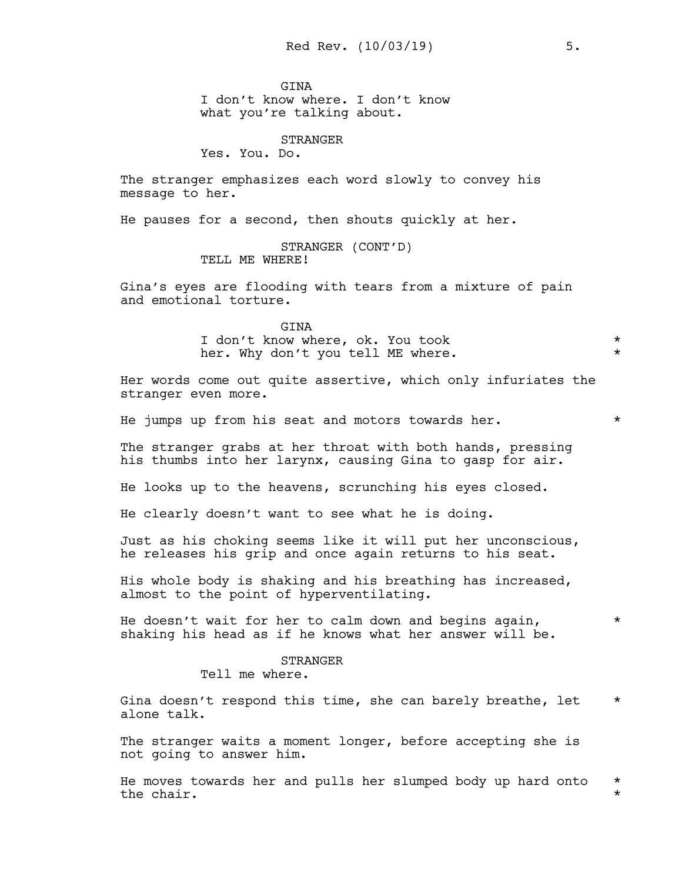GINA
I don't know where. I don't know
what you're talking about.

STRANGER
Yes. You. Do.

The stranger emphasizes each word slowly to convey his message to her.

He pauses for a second, then shouts quickly at her.

STRANGER (CONT'D)
TELL ME WHERE!

Gina's eyes are flooding with tears from a mixture of pain and emotional torture.

GINA
I don't know where, ok. You took *
her. Why don't you tell ME where. *

Her words come out quite assertive, which only infuriates the stranger even more.

He jumps up from his seat and motors towards her. *

The stranger grabs at her throat with both hands, pressing his thumbs into her larynx, causing Gina to gasp for air.

He looks up to the heavens, scrunching his eyes closed.

He clearly doesn't want to see what he is doing.

Just as his choking seems like it will put her unconscious, he releases his grip and once again returns to his seat.

His whole body is shaking and his breathing has increased, almost to the point of hyperventilating.

He doesn't wait for her to calm down and begins again, *
shaking his head as if he knows what her answer will be.

STRANGER
Tell me where.

Gina doesn't respond this time, she can barely breathe, let *
alone talk.

The stranger waits a moment longer, before accepting she is not going to answer him.

He moves towards her and pulls her slumped body up hard onto *
the chair. *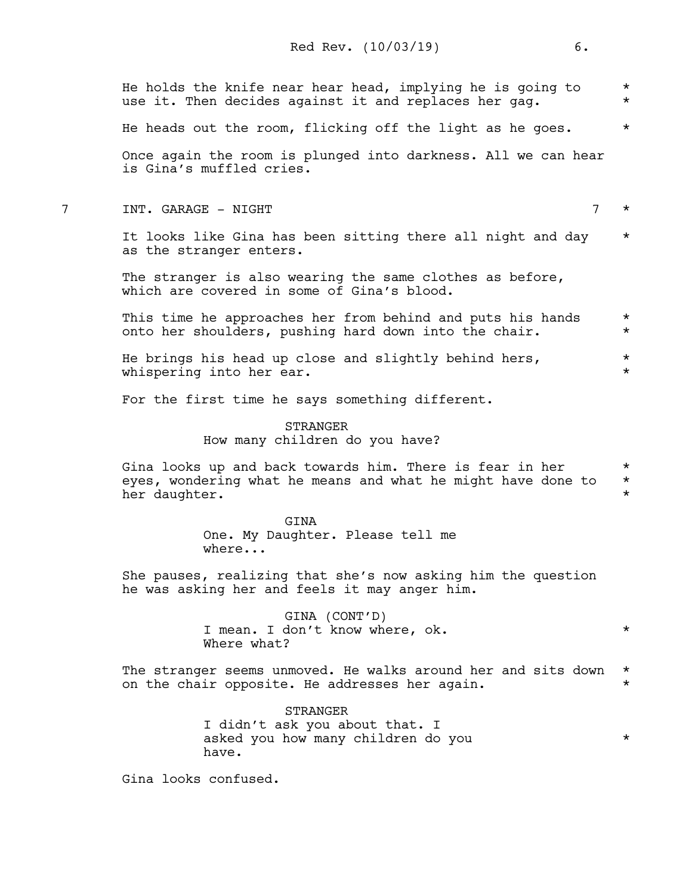He holds the knife near hear head, implying he is going to use it. Then decides against it and replaces her gag. *

He heads out the room, flicking off the light as he goes. *

Once again the room is plunged into darkness. All we can hear is Gina's muffled cries.

## 7 INT. GARAGE - NIGHT 7 *

It looks like Gina has been sitting there all night and day as the stranger enters. *

The stranger is also wearing the same clothes as before, which are covered in some of Gina's blood.

This time he approaches her from behind and puts his hands onto her shoulders, pushing hard down into the chair. *

He brings his head up close and slightly behind hers, whispering into her ear. *

For the first time he says something different.

STRANGER
How many children do you have?

Gina looks up and back towards him. There is fear in her eyes, wondering what he means and what he might have done to her daughter. *

GINA
One. My Daughter. Please tell me where...

She pauses, realizing that she's now asking him the question he was asking her and feels it may anger him.

GINA (CONT'D)
I mean. I don't know where, ok. *
Where what?

The stranger seems unmoved. He walks around her and sits down on the chair opposite. He addresses her again. *

STRANGER
I didn't ask you about that. I asked you how many children do you have. *

Gina looks confused.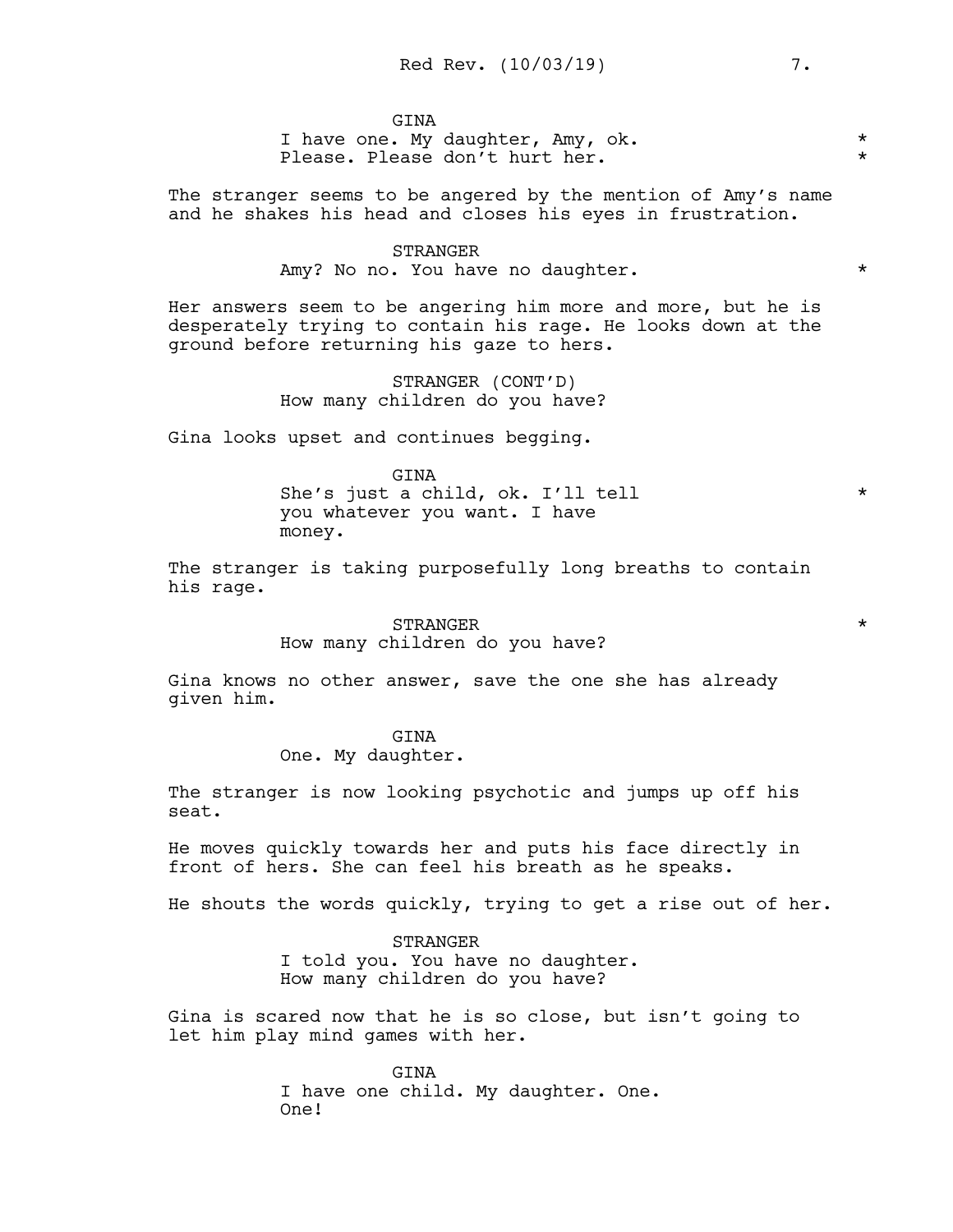GINA

I have one. My daughter, Amy, ok. *
Please. Please don't hurt her. *

The stranger seems to be angered by the mention of Amy's name and he shakes his head and closes his eyes in frustration.

STRANGER

Amy? No no. You have no daughter. *

Her answers seem to be angering him more and more, but he is desperately trying to contain his rage. He looks down at the ground before returning his gaze to hers.

STRANGER (CONT'D)

How many children do you have?

Gina looks upset and continues begging.

GINA

She's just a child, ok. I'll tell *
you whatever you want. I have
money.

The stranger is taking purposefully long breaths to contain his rage.

STRANGER *

How many children do you have?

Gina knows no other answer, save the one she has already given him.

GINA

One. My daughter.

The stranger is now looking psychotic and jumps up off his seat.

He moves quickly towards her and puts his face directly in front of hers. She can feel his breath as he speaks.

He shouts the words quickly, trying to get a rise out of her.

STRANGER

I told you. You have no daughter.
How many children do you have?

Gina is scared now that he is so close, but isn't going to let him play mind games with her.

GINA

I have one child. My daughter. One.
One!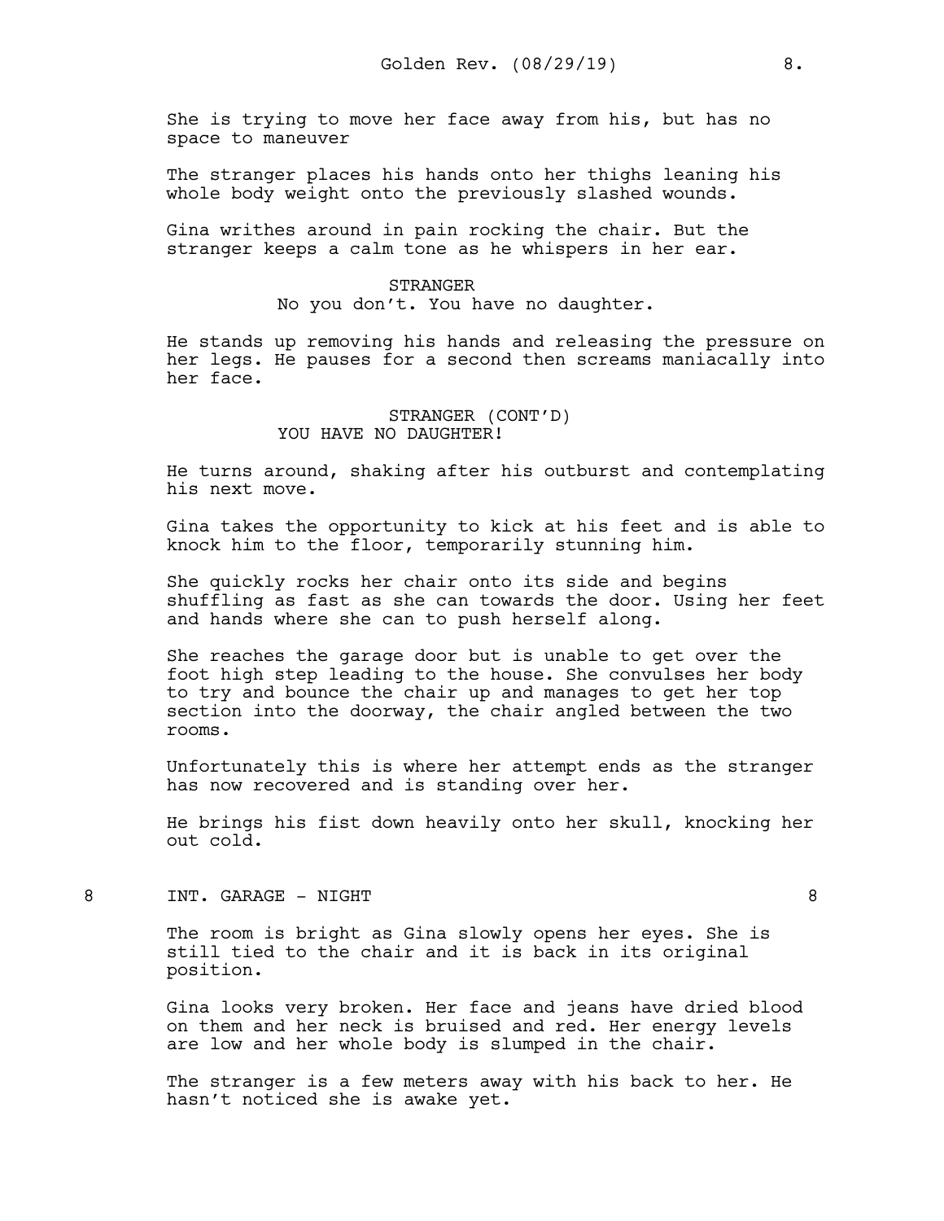She is trying to move her face away from his, but has no space to maneuver

The stranger places his hands onto her thighs leaning his whole body weight onto the previously slashed wounds.

Gina writhes around in pain rocking the chair. But the stranger keeps a calm tone as he whispers in her ear.

STRANGER
No you don't. You have no daughter.

He stands up removing his hands and releasing the pressure on her legs. He pauses for a second then screams maniacally into her face.

STRANGER (CONT'D)
YOU HAVE NO DAUGHTER!

He turns around, shaking after his outburst and contemplating his next move.

Gina takes the opportunity to kick at his feet and is able to knock him to the floor, temporarily stunning him.

She quickly rocks her chair onto its side and begins shuffling as fast as she can towards the door. Using her feet and hands where she can to push herself along.

She reaches the garage door but is unable to get over the foot high step leading to the house. She convulses her body to try and bounce the chair up and manages to get her top section into the doorway, the chair angled between the two rooms.

Unfortunately this is where her attempt ends as the stranger has now recovered and is standing over her.

He brings his fist down heavily onto her skull, knocking her out cold.

8 INT. GARAGE - NIGHT 8

The room is bright as Gina slowly opens her eyes. She is still tied to the chair and it is back in its original position.

Gina looks very broken. Her face and jeans have dried blood on them and her neck is bruised and red. Her energy levels are low and her whole body is slumped in the chair.

The stranger is a few meters away with his back to her. He hasn't noticed she is awake yet.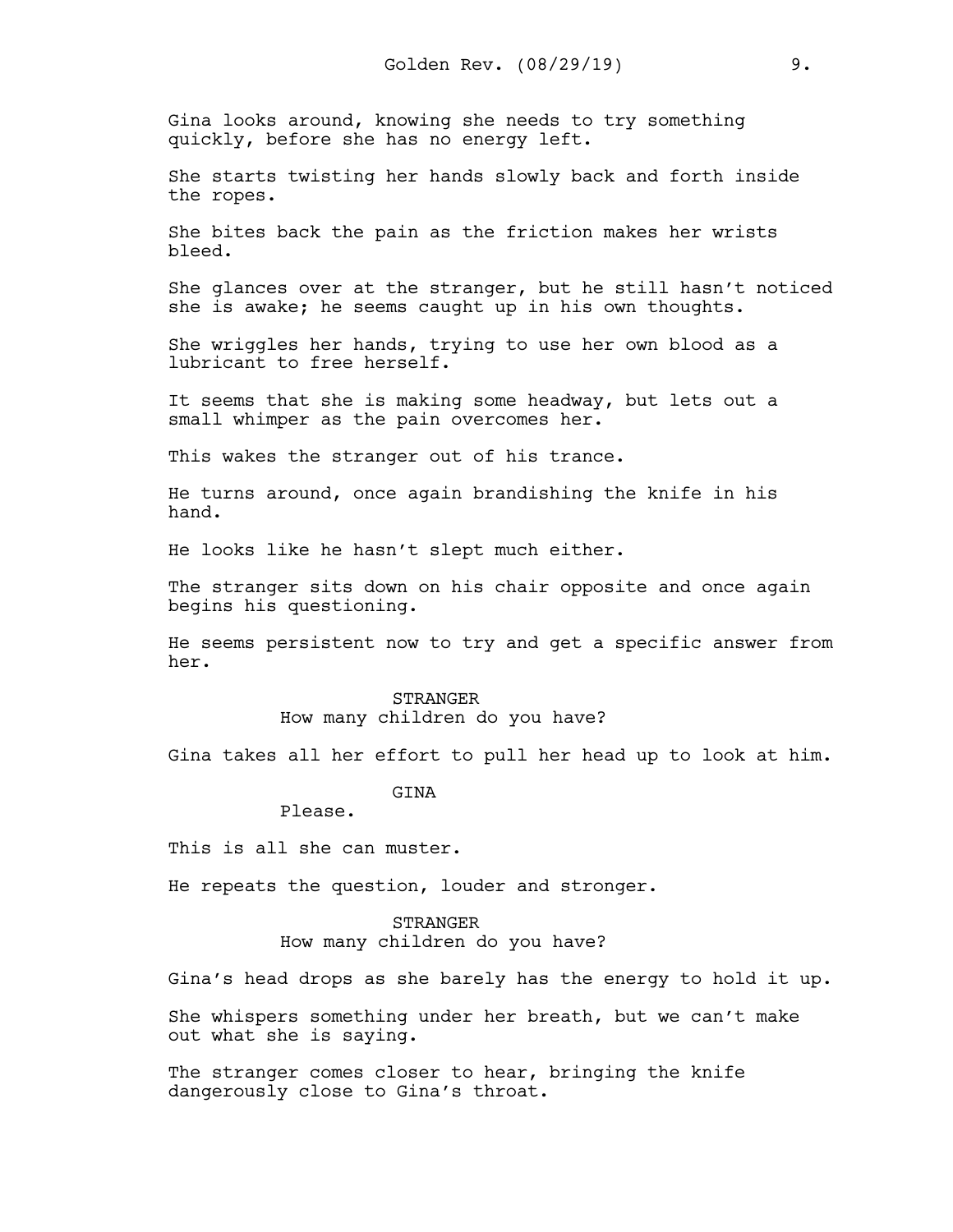Gina looks around, knowing she needs to try something quickly, before she has no energy left.

She starts twisting her hands slowly back and forth inside the ropes.

She bites back the pain as the friction makes her wrists bleed.

She glances over at the stranger, but he still hasn't noticed she is awake; he seems caught up in his own thoughts.

She wriggles her hands, trying to use her own blood as a lubricant to free herself.

It seems that she is making some headway, but lets out a small whimper as the pain overcomes her.

This wakes the stranger out of his trance.

He turns around, once again brandishing the knife in his hand.

He looks like he hasn't slept much either.

The stranger sits down on his chair opposite and once again begins his questioning.

He seems persistent now to try and get a specific answer from her.

STRANGER

How many children do you have?

Gina takes all her effort to pull her head up to look at him.

GINA

Please.

This is all she can muster.

He repeats the question, louder and stronger.

STRANGER

How many children do you have?

Gina's head drops as she barely has the energy to hold it up.

She whispers something under her breath, but we can't make out what she is saying.

The stranger comes closer to hear, bringing the knife dangerously close to Gina's throat.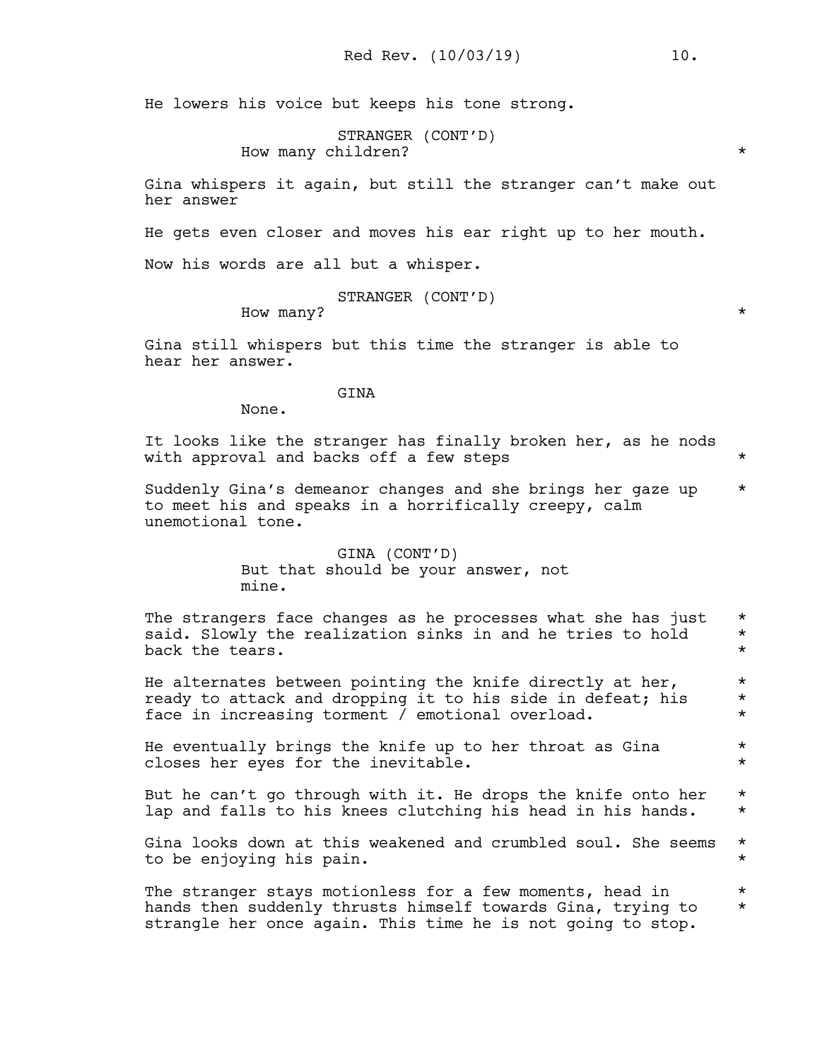He lowers his voice but keeps his tone strong.

STRANGER (CONT'D)
How many children? *

Gina whispers it again, but still the stranger can't make out her answer

He gets even closer and moves his ear right up to her mouth.

Now his words are all but a whisper.

STRANGER (CONT'D)
How many? *

Gina still whispers but this time the stranger is able to hear her answer.

GINA
None.

It looks like the stranger has finally broken her, as he nods with approval and backs off a few steps *

Suddenly Gina's demeanor changes and she brings her gaze up to meet his and speaks in a horrifically creepy, calm unemotional tone. *

GINA (CONT'D)
But that should be your answer, not mine.

The strangers face changes as he processes what she has just said. Slowly the realization sinks in and he tries to hold back the tears. *

He alternates between pointing the knife directly at her, ready to attack and dropping it to his side in defeat; his face in increasing torment / emotional overload. *

He eventually brings the knife up to her throat as Gina closes her eyes for the inevitable. *

But he can't go through with it. He drops the knife onto her lap and falls to his knees clutching his head in his hands. *

Gina looks down at this weakened and crumbled soul. She seems to be enjoying his pain. *

The stranger stays motionless for a few moments, head in hands then suddenly thrusts himself towards Gina, trying to strangle her once again. This time he is not going to stop. *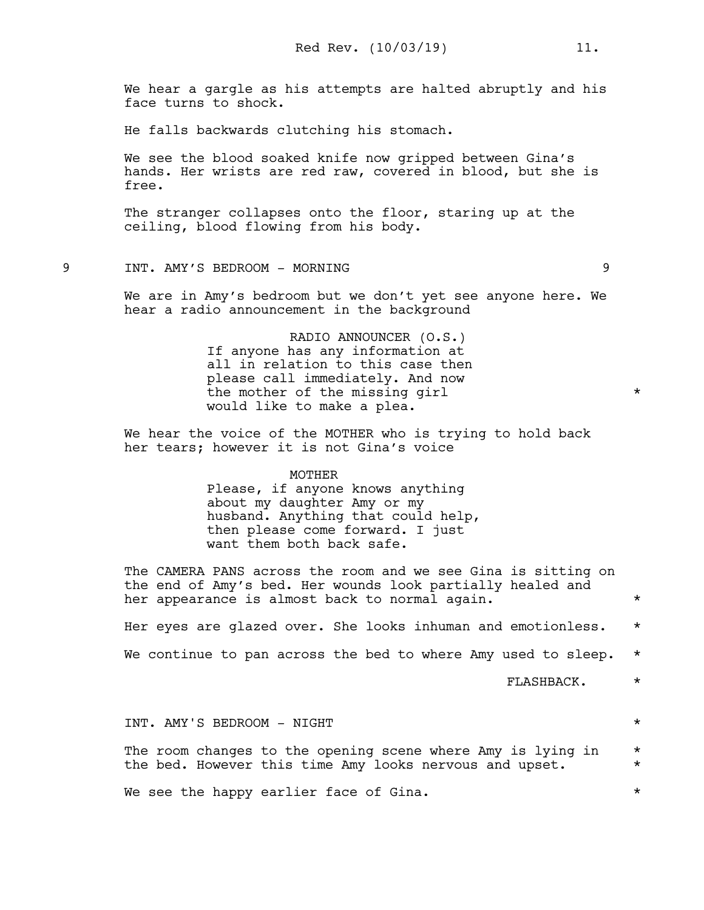We hear a gargle as his attempts are halted abruptly and his face turns to shock.

He falls backwards clutching his stomach.

We see the blood soaked knife now gripped between Gina's hands. Her wrists are red raw, covered in blood, but she is free.

The stranger collapses onto the floor, staring up at the ceiling, blood flowing from his body.

9 INT. AMY'S BEDROOM - MORNING 9

We are in Amy's bedroom but we don't yet see anyone here. We hear a radio announcement in the background

RADIO ANNOUNCER (O.S.)
If anyone has any information at all in relation to this case then please call immediately. And now the mother of the missing girl would like to make a plea. *

We hear the voice of the MOTHER who is trying to hold back her tears; however it is not Gina's voice

MOTHER
Please, if anyone knows anything about my daughter Amy or my husband. Anything that could help, then please come forward. I just want them both back safe.

The CAMERA PANS across the room and we see Gina is sitting on the end of Amy's bed. Her wounds look partially healed and her appearance is almost back to normal again. *

Her eyes are glazed over. She looks inhuman and emotionless. *

We continue to pan across the bed to where Amy used to sleep. *

FLASHBACK. *

INT. AMY'S BEDROOM - NIGHT *

The room changes to the opening scene where Amy is lying in the bed. However this time Amy looks nervous and upset. * *

We see the happy earlier face of Gina. *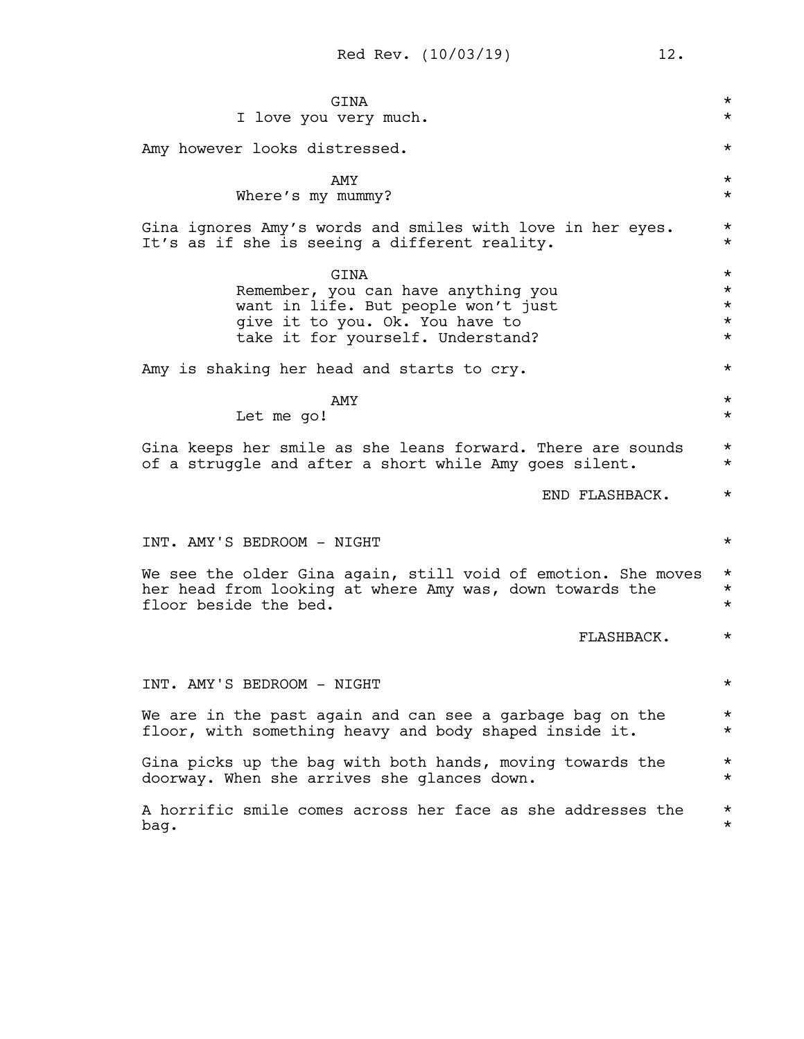GINA
I love you very much.

Amy however looks distressed.

AMY
Where's my mummy?

Gina ignores Amy's words and smiles with love in her eyes. It's as if she is seeing a different reality.

GINA
Remember, you can have anything you want in life. But people won't just give it to you. Ok. You have to take it for yourself. Understand?

Amy is shaking her head and starts to cry.

AMY
Let me go!

Gina keeps her smile as she leans forward. There are sounds of a struggle and after a short while Amy goes silent.

END FLASHBACK.

INT. AMY'S BEDROOM - NIGHT

We see the older Gina again, still void of emotion. She moves her head from looking at where Amy was, down towards the floor beside the bed.

FLASHBACK.

INT. AMY'S BEDROOM - NIGHT

We are in the past again and can see a garbage bag on the floor, with something heavy and body shaped inside it.

Gina picks up the bag with both hands, moving towards the doorway. When she arrives she glances down.

A horrific smile comes across her face as she addresses the bag.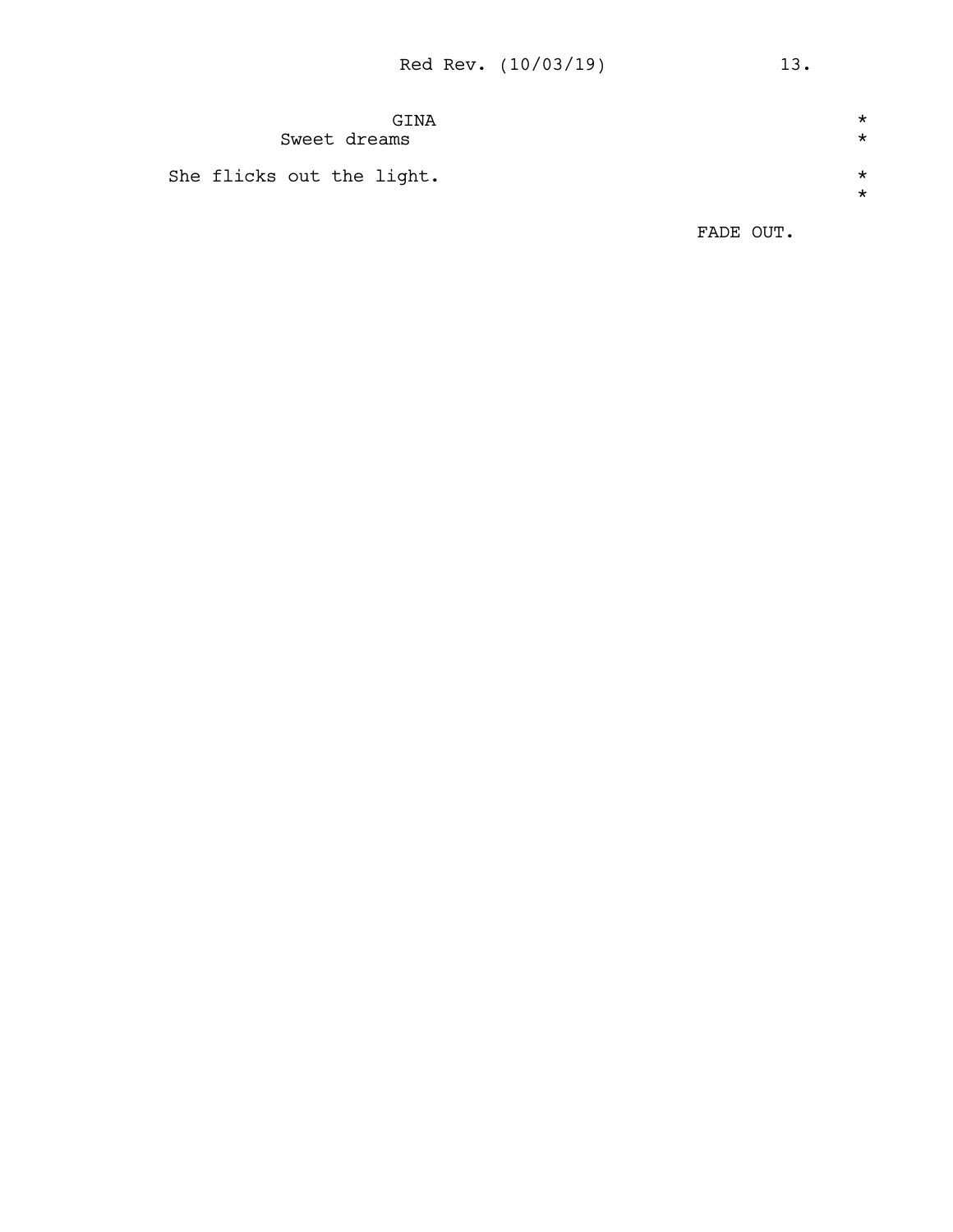GINA
Sweet dreams

She flicks out the light.

FADE OUT.